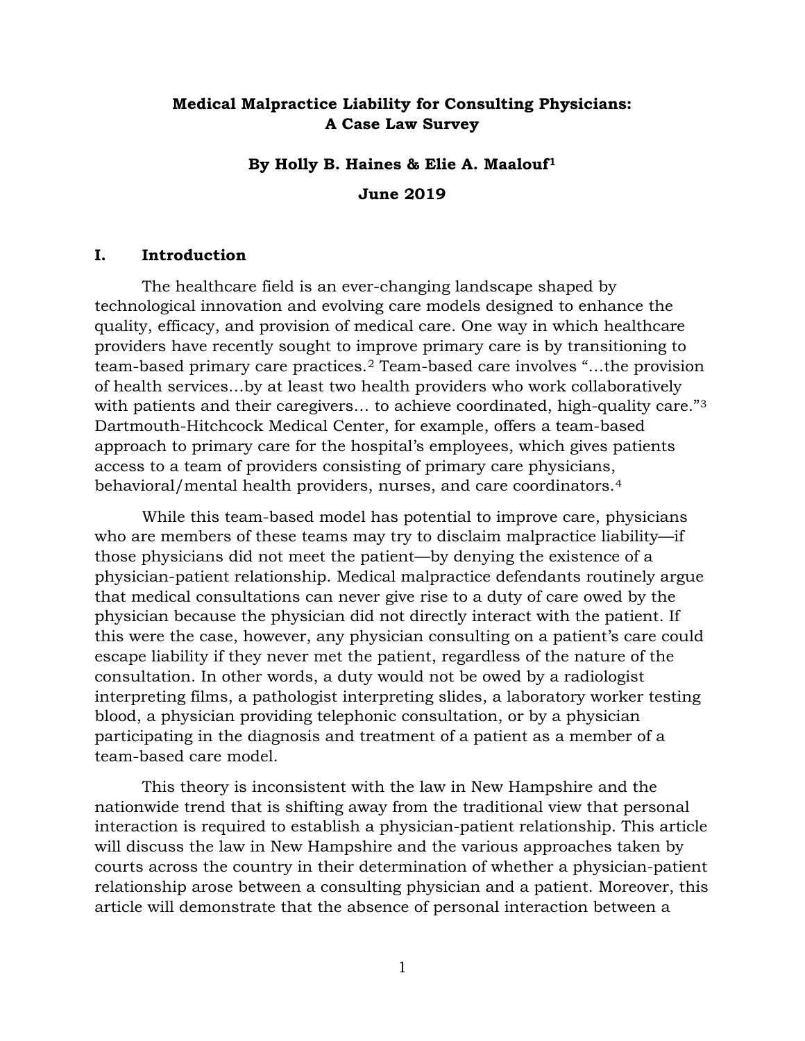# Medical Malpractice Liability for Consulting Physicians: A Case Law Survey

**By Holly B. Haines & Elie A. Maalouf[1]**

**June 2019**

## I. Introduction

The healthcare field is an ever-changing landscape shaped by technological innovation and evolving care models designed to enhance the quality, efficacy, and provision of medical care. One way in which healthcare providers have recently sought to improve primary care is by transitioning to team-based primary care practices.[2] Team-based care involves "…the provision of health services…by at least two health providers who work collaboratively with patients and their caregivers… to achieve coordinated, high-quality care."[3] Dartmouth-Hitchcock Medical Center, for example, offers a team-based approach to primary care for the hospital's employees, which gives patients access to a team of providers consisting of primary care physicians, behavioral/mental health providers, nurses, and care coordinators.[4]

While this team-based model has potential to improve care, physicians who are members of these teams may try to disclaim malpractice liability—if those physicians did not meet the patient—by denying the existence of a physician-patient relationship. Medical malpractice defendants routinely argue that medical consultations can never give rise to a duty of care owed by the physician because the physician did not directly interact with the patient. If this were the case, however, any physician consulting on a patient's care could escape liability if they never met the patient, regardless of the nature of the consultation. In other words, a duty would not be owed by a radiologist interpreting films, a pathologist interpreting slides, a laboratory worker testing blood, a physician providing telephonic consultation, or by a physician participating in the diagnosis and treatment of a patient as a member of a team-based care model.

This theory is inconsistent with the law in New Hampshire and the nationwide trend that is shifting away from the traditional view that personal interaction is required to establish a physician-patient relationship. This article will discuss the law in New Hampshire and the various approaches taken by courts across the country in their determination of whether a physician-patient relationship arose between a consulting physician and a patient. Moreover, this article will demonstrate that the absence of personal interaction between a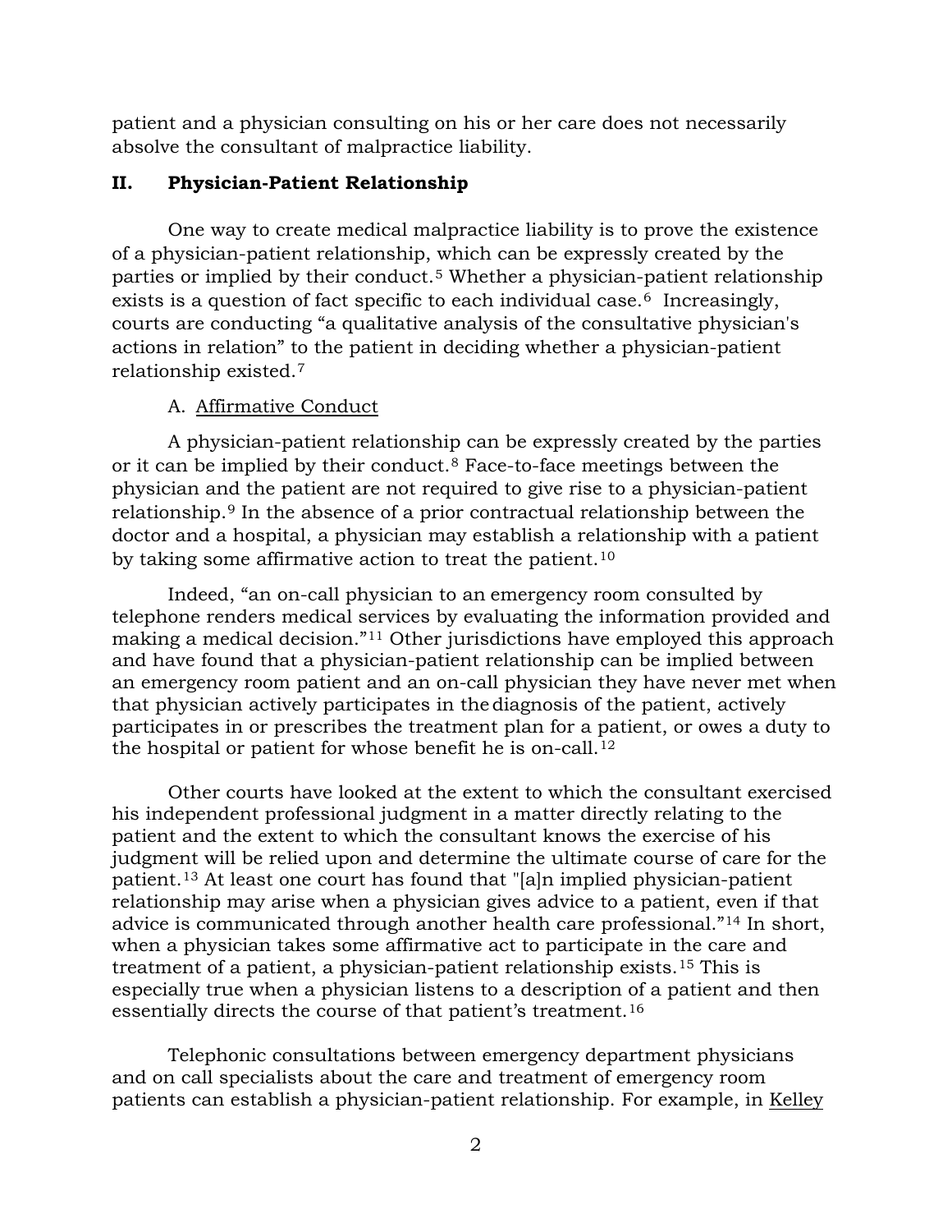patient and a physician consulting on his or her care does not necessarily absolve the consultant of malpractice liability.

## II. Physician-Patient Relationship

One way to create medical malpractice liability is to prove the existence of a physician-patient relationship, which can be expressly created by the parties or implied by their conduct.[5] Whether a physician-patient relationship exists is a question of fact specific to each individual case.[6] Increasingly, courts are conducting "a qualitative analysis of the consultative physician's actions in relation" to the patient in deciding whether a physician-patient relationship existed.[7]

### A. Affirmative Conduct

A physician-patient relationship can be expressly created by the parties or it can be implied by their conduct.[8] Face-to-face meetings between the physician and the patient are not required to give rise to a physician-patient relationship.[9] In the absence of a prior contractual relationship between the doctor and a hospital, a physician may establish a relationship with a patient by taking some affirmative action to treat the patient.[10]

Indeed, "an on-call physician to an emergency room consulted by telephone renders medical services by evaluating the information provided and making a medical decision."[11] Other jurisdictions have employed this approach and have found that a physician-patient relationship can be implied between an emergency room patient and an on-call physician they have never met when that physician actively participates in the diagnosis of the patient, actively participates in or prescribes the treatment plan for a patient, or owes a duty to the hospital or patient for whose benefit he is on-call.[12]

Other courts have looked at the extent to which the consultant exercised his independent professional judgment in a matter directly relating to the patient and the extent to which the consultant knows the exercise of his judgment will be relied upon and determine the ultimate course of care for the patient.[13] At least one court has found that "[a]n implied physician-patient relationship may arise when a physician gives advice to a patient, even if that advice is communicated through another health care professional."[14] In short, when a physician takes some affirmative act to participate in the care and treatment of a patient, a physician-patient relationship exists.[15] This is especially true when a physician listens to a description of a patient and then essentially directs the course of that patient's treatment.[16]

Telephonic consultations between emergency department physicians and on call specialists about the care and treatment of emergency room patients can establish a physician-patient relationship. For example, in Kelley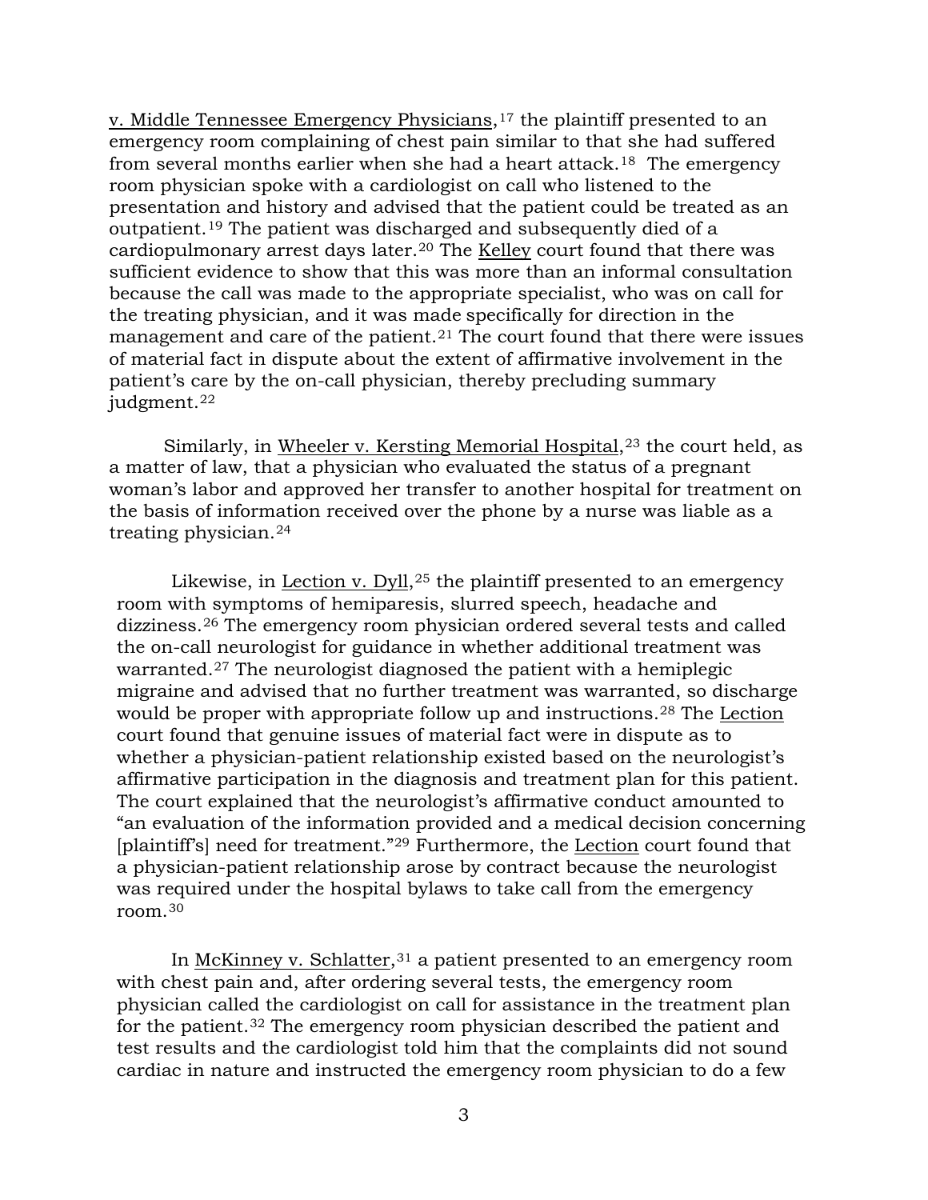v. Middle Tennessee Emergency Physicians,[17] the plaintiff presented to an emergency room complaining of chest pain similar to that she had suffered from several months earlier when she had a heart attack.[18] The emergency room physician spoke with a cardiologist on call who listened to the presentation and history and advised that the patient could be treated as an outpatient.[19] The patient was discharged and subsequently died of a cardiopulmonary arrest days later.[20] The Kelley court found that there was sufficient evidence to show that this was more than an informal consultation because the call was made to the appropriate specialist, who was on call for the treating physician, and it was made specifically for direction in the management and care of the patient.[21] The court found that there were issues of material fact in dispute about the extent of affirmative involvement in the patient's care by the on-call physician, thereby precluding summary judgment.[22]

Similarly, in Wheeler v. Kersting Memorial Hospital,[23] the court held, as a matter of law, that a physician who evaluated the status of a pregnant woman's labor and approved her transfer to another hospital for treatment on the basis of information received over the phone by a nurse was liable as a treating physician.[24]

Likewise, in Lection v. Dyll,[25] the plaintiff presented to an emergency room with symptoms of hemiparesis, slurred speech, headache and dizziness.[26] The emergency room physician ordered several tests and called the on-call neurologist for guidance in whether additional treatment was warranted.[27] The neurologist diagnosed the patient with a hemiplegic migraine and advised that no further treatment was warranted, so discharge would be proper with appropriate follow up and instructions.[28] The Lection court found that genuine issues of material fact were in dispute as to whether a physician-patient relationship existed based on the neurologist's affirmative participation in the diagnosis and treatment plan for this patient. The court explained that the neurologist's affirmative conduct amounted to "an evaluation of the information provided and a medical decision concerning [plaintiff's] need for treatment."[29] Furthermore, the Lection court found that a physician-patient relationship arose by contract because the neurologist was required under the hospital bylaws to take call from the emergency room.[30]

In McKinney v. Schlatter,[31] a patient presented to an emergency room with chest pain and, after ordering several tests, the emergency room physician called the cardiologist on call for assistance in the treatment plan for the patient.[32] The emergency room physician described the patient and test results and the cardiologist told him that the complaints did not sound cardiac in nature and instructed the emergency room physician to do a few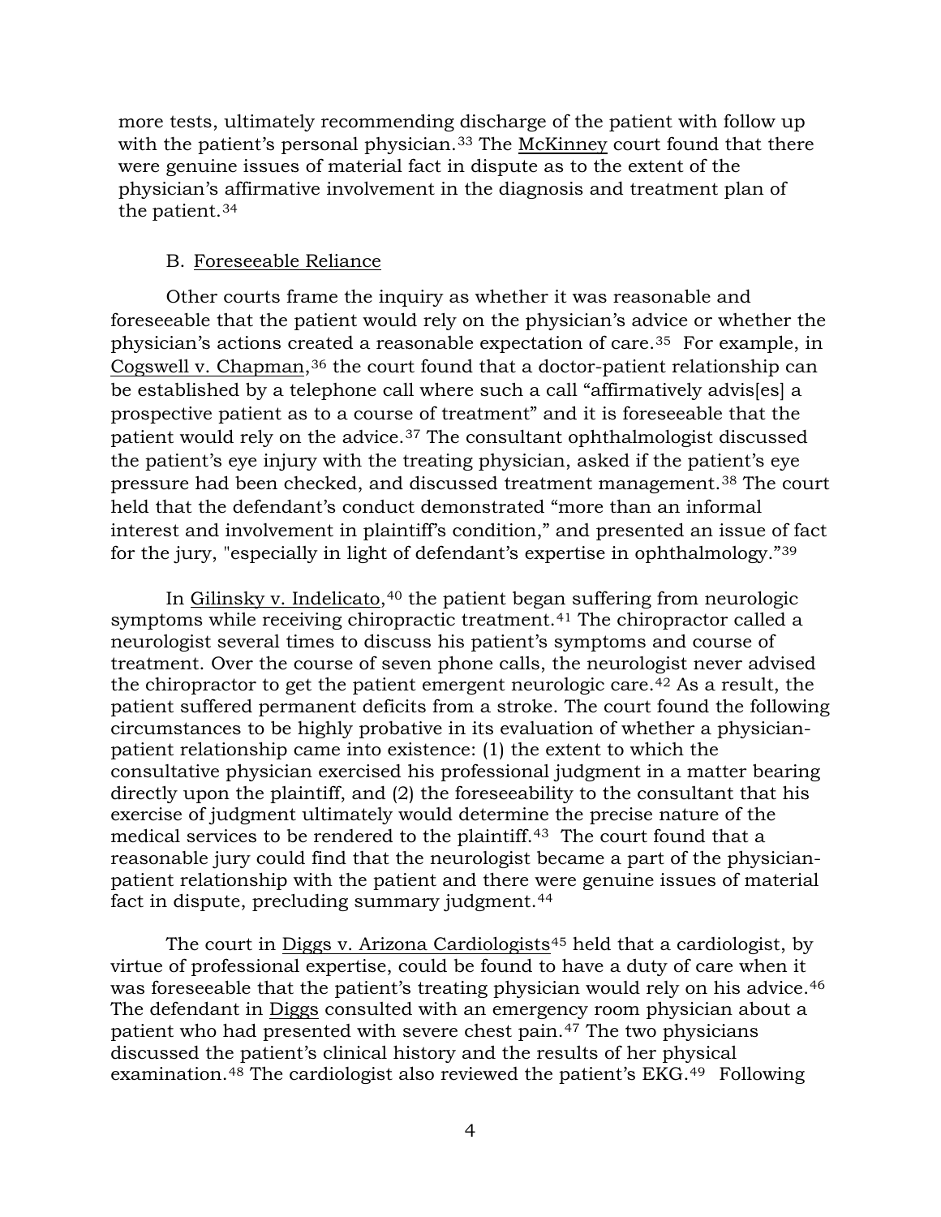more tests, ultimately recommending discharge of the patient with follow up with the patient's personal physician.[33] The McKinney court found that there were genuine issues of material fact in dispute as to the extent of the physician's affirmative involvement in the diagnosis and treatment plan of the patient.[34]

B. Foreseeable Reliance

Other courts frame the inquiry as whether it was reasonable and foreseeable that the patient would rely on the physician's advice or whether the physician's actions created a reasonable expectation of care.[35] For example, in Cogswell v. Chapman,[36] the court found that a doctor-patient relationship can be established by a telephone call where such a call "affirmatively advis[es] a prospective patient as to a course of treatment" and it is foreseeable that the patient would rely on the advice.[37] The consultant ophthalmologist discussed the patient's eye injury with the treating physician, asked if the patient's eye pressure had been checked, and discussed treatment management.[38] The court held that the defendant's conduct demonstrated "more than an informal interest and involvement in plaintiff's condition," and presented an issue of fact for the jury, "especially in light of defendant's expertise in ophthalmology."[39]

In Gilinsky v. Indelicato,[40] the patient began suffering from neurologic symptoms while receiving chiropractic treatment.[41] The chiropractor called a neurologist several times to discuss his patient's symptoms and course of treatment. Over the course of seven phone calls, the neurologist never advised the chiropractor to get the patient emergent neurologic care.[42] As a result, the patient suffered permanent deficits from a stroke. The court found the following circumstances to be highly probative in its evaluation of whether a physician-patient relationship came into existence: (1) the extent to which the consultative physician exercised his professional judgment in a matter bearing directly upon the plaintiff, and (2) the foreseeability to the consultant that his exercise of judgment ultimately would determine the precise nature of the medical services to be rendered to the plaintiff.[43] The court found that a reasonable jury could find that the neurologist became a part of the physician-patient relationship with the patient and there were genuine issues of material fact in dispute, precluding summary judgment.[44]

The court in Diggs v. Arizona Cardiologists[45] held that a cardiologist, by virtue of professional expertise, could be found to have a duty of care when it was foreseeable that the patient's treating physician would rely on his advice.[46] The defendant in Diggs consulted with an emergency room physician about a patient who had presented with severe chest pain.[47] The two physicians discussed the patient's clinical history and the results of her physical examination.[48] The cardiologist also reviewed the patient's EKG.[49] Following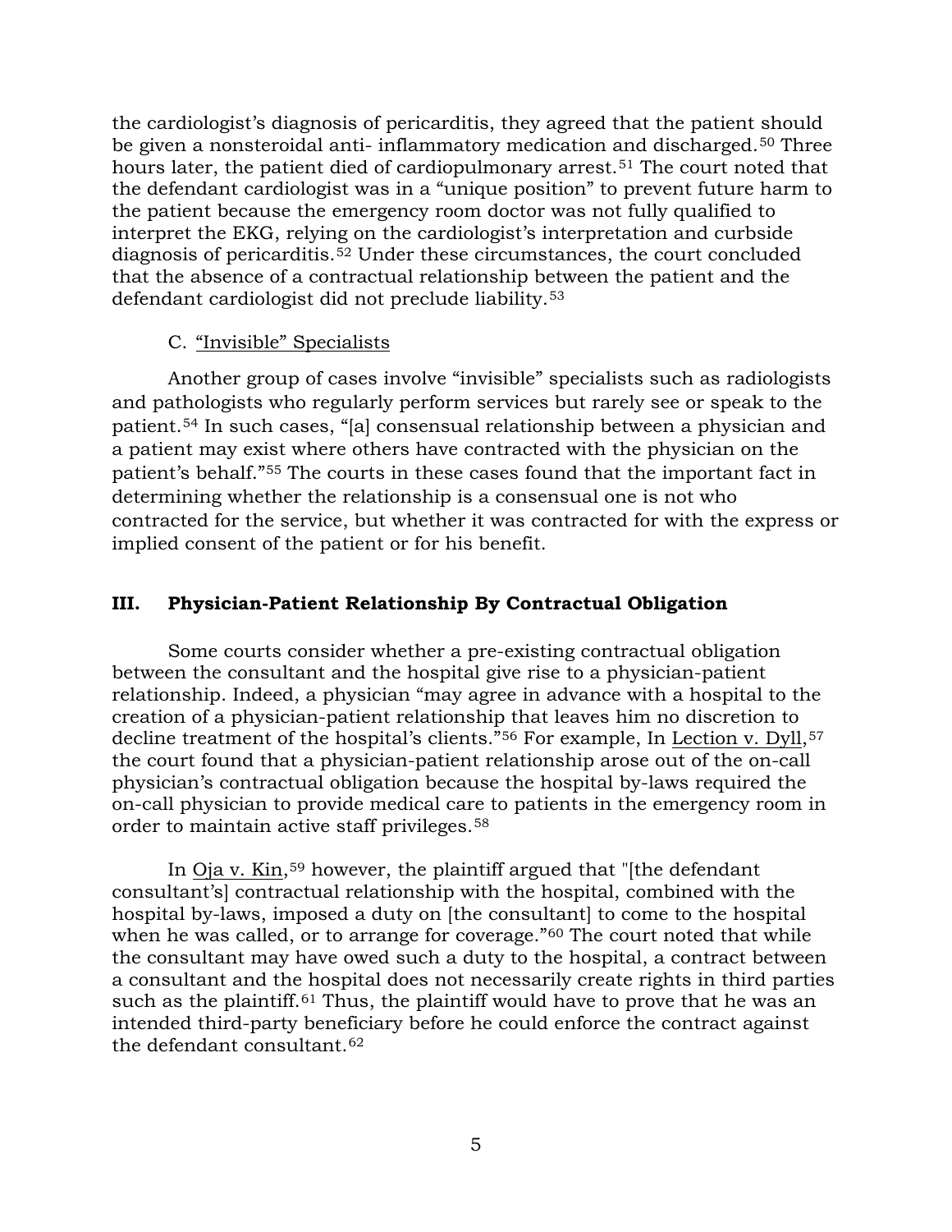the cardiologist's diagnosis of pericarditis, they agreed that the patient should be given a nonsteroidal anti- inflammatory medication and discharged.[50] Three hours later, the patient died of cardiopulmonary arrest.[51] The court noted that the defendant cardiologist was in a "unique position" to prevent future harm to the patient because the emergency room doctor was not fully qualified to interpret the EKG, relying on the cardiologist's interpretation and curbside diagnosis of pericarditis.[52] Under these circumstances, the court concluded that the absence of a contractual relationship between the patient and the defendant cardiologist did not preclude liability.[53]

### C. "Invisible" Specialists

Another group of cases involve "invisible" specialists such as radiologists and pathologists who regularly perform services but rarely see or speak to the patient.[54] In such cases, "[a] consensual relationship between a physician and a patient may exist where others have contracted with the physician on the patient's behalf."[55] The courts in these cases found that the important fact in determining whether the relationship is a consensual one is not who contracted for the service, but whether it was contracted for with the express or implied consent of the patient or for his benefit.

## III. Physician-Patient Relationship By Contractual Obligation

Some courts consider whether a pre-existing contractual obligation between the consultant and the hospital give rise to a physician-patient relationship. Indeed, a physician "may agree in advance with a hospital to the creation of a physician-patient relationship that leaves him no discretion to decline treatment of the hospital's clients."[56] For example, In Lection v. Dyll,[57] the court found that a physician-patient relationship arose out of the on-call physician's contractual obligation because the hospital by-laws required the on-call physician to provide medical care to patients in the emergency room in order to maintain active staff privileges.[58]

In Oja v. Kin,[59] however, the plaintiff argued that "[the defendant consultant's] contractual relationship with the hospital, combined with the hospital by-laws, imposed a duty on [the consultant] to come to the hospital when he was called, or to arrange for coverage."[60] The court noted that while the consultant may have owed such a duty to the hospital, a contract between a consultant and the hospital does not necessarily create rights in third parties such as the plaintiff.[61] Thus, the plaintiff would have to prove that he was an intended third-party beneficiary before he could enforce the contract against the defendant consultant.[62]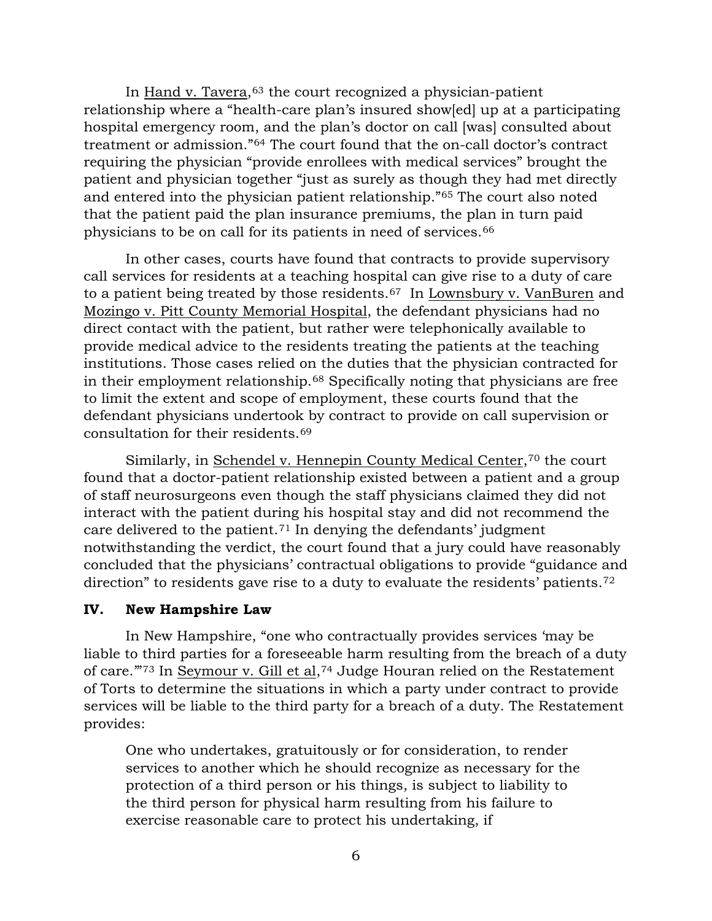In Hand v. Tavera,[63] the court recognized a physician-patient relationship where a "health-care plan's insured show[ed] up at a participating hospital emergency room, and the plan's doctor on call [was] consulted about treatment or admission."[64] The court found that the on-call doctor's contract requiring the physician "provide enrollees with medical services" brought the patient and physician together "just as surely as though they had met directly and entered into the physician patient relationship."[65] The court also noted that the patient paid the plan insurance premiums, the plan in turn paid physicians to be on call for its patients in need of services.[66]

In other cases, courts have found that contracts to provide supervisory call services for residents at a teaching hospital can give rise to a duty of care to a patient being treated by those residents.[67] In Lownsbury v. VanBuren and Mozingo v. Pitt County Memorial Hospital, the defendant physicians had no direct contact with the patient, but rather were telephonically available to provide medical advice to the residents treating the patients at the teaching institutions. Those cases relied on the duties that the physician contracted for in their employment relationship.[68] Specifically noting that physicians are free to limit the extent and scope of employment, these courts found that the defendant physicians undertook by contract to provide on call supervision or consultation for their residents.[69]

Similarly, in Schendel v. Hennepin County Medical Center,[70] the court found that a doctor-patient relationship existed between a patient and a group of staff neurosurgeons even though the staff physicians claimed they did not interact with the patient during his hospital stay and did not recommend the care delivered to the patient.[71] In denying the defendants' judgment notwithstanding the verdict, the court found that a jury could have reasonably concluded that the physicians' contractual obligations to provide "guidance and direction" to residents gave rise to a duty to evaluate the residents' patients.[72]

## IV. New Hampshire Law

In New Hampshire, "one who contractually provides services 'may be liable to third parties for a foreseeable harm resulting from the breach of a duty of care.'"[73] In Seymour v. Gill et al,[74] Judge Houran relied on the Restatement of Torts to determine the situations in which a party under contract to provide services will be liable to the third party for a breach of a duty. The Restatement provides:

> One who undertakes, gratuitously or for consideration, to render services to another which he should recognize as necessary for the protection of a third person or his things, is subject to liability to the third person for physical harm resulting from his failure to exercise reasonable care to protect his undertaking, if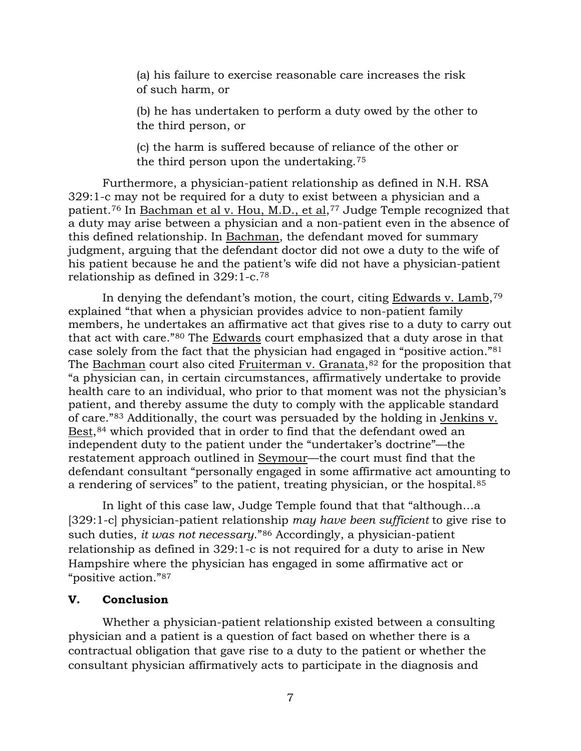(a) his failure to exercise reasonable care increases the risk of such harm, or

(b) he has undertaken to perform a duty owed by the other to the third person, or

(c) the harm is suffered because of reliance of the other or the third person upon the undertaking.[75]

Furthermore, a physician-patient relationship as defined in N.H. RSA 329:1-c may not be required for a duty to exist between a physician and a patient.[76] In Bachman et al v. Hou, M.D., et al,[77] Judge Temple recognized that a duty may arise between a physician and a non-patient even in the absence of this defined relationship. In Bachman, the defendant moved for summary judgment, arguing that the defendant doctor did not owe a duty to the wife of his patient because he and the patient's wife did not have a physician-patient relationship as defined in 329:1-c.[78]

In denying the defendant's motion, the court, citing Edwards v. Lamb,[79] explained "that when a physician provides advice to non-patient family members, he undertakes an affirmative act that gives rise to a duty to carry out that act with care."[80] The Edwards court emphasized that a duty arose in that case solely from the fact that the physician had engaged in "positive action."[81] The Bachman court also cited Fruiterman v. Granata,[82] for the proposition that "a physician can, in certain circumstances, affirmatively undertake to provide health care to an individual, who prior to that moment was not the physician's patient, and thereby assume the duty to comply with the applicable standard of care."[83] Additionally, the court was persuaded by the holding in Jenkins v. Best,[84] which provided that in order to find that the defendant owed an independent duty to the patient under the "undertaker's doctrine"—the restatement approach outlined in Seymour—the court must find that the defendant consultant "personally engaged in some affirmative act amounting to a rendering of services" to the patient, treating physician, or the hospital.[85]

In light of this case law, Judge Temple found that that "although…a [329:1-c] physician-patient relationship *may have been sufficient* to give rise to such duties, *it was not necessary*."[86] Accordingly, a physician-patient relationship as defined in 329:1-c is not required for a duty to arise in New Hampshire where the physician has engaged in some affirmative act or "positive action."[87]

## V. Conclusion

Whether a physician-patient relationship existed between a consulting physician and a patient is a question of fact based on whether there is a contractual obligation that gave rise to a duty to the patient or whether the consultant physician affirmatively acts to participate in the diagnosis and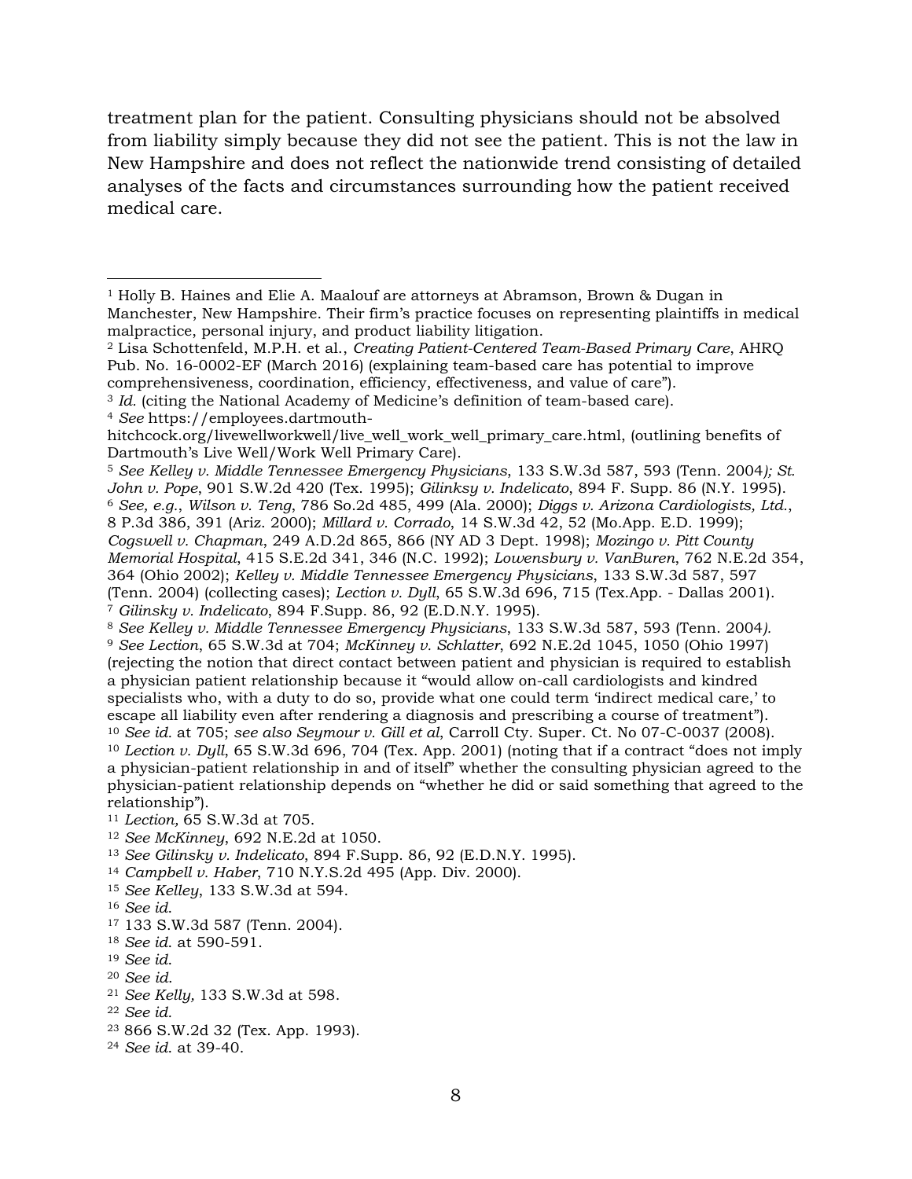treatment plan for the patient. Consulting physicians should not be absolved from liability simply because they did not see the patient. This is not the law in New Hampshire and does not reflect the nationwide trend consisting of detailed analyses of the facts and circumstances surrounding how the patient received medical care.

---

[1] Holly B. Haines and Elie A. Maalouf are attorneys at Abramson, Brown & Dugan in Manchester, New Hampshire. Their firm's practice focuses on representing plaintiffs in medical malpractice, personal injury, and product liability litigation.

[2] Lisa Schottenfeld, M.P.H. et al., *Creating Patient-Centered Team-Based Primary Care*, AHRQ Pub. No. 16-0002-EF (March 2016) (explaining team-based care has potential to improve comprehensiveness, coordination, efficiency, effectiveness, and value of care").

[3] *Id.* (citing the National Academy of Medicine's definition of team-based care).

[4] *See* https://employees.dartmouth-hitchcock.org/livewellworkwell/live_well_work_well_primary_care.html, (outlining benefits of Dartmouth's Live Well/Work Well Primary Care).

[5] *See Kelley v. Middle Tennessee Emergency Physicians*, 133 S.W.3d 587, 593 (Tenn. 2004*); St. John v. Pope*, 901 S.W.2d 420 (Tex. 1995); *Gilinksy v. Indelicato*, 894 F. Supp. 86 (N.Y. 1995).

[6] *See, e.g.*, *Wilson v. Teng*, 786 So.2d 485, 499 (Ala. 2000); *Diggs v. Arizona Cardiologists, Ltd.*, 8 P.3d 386, 391 (Ariz. 2000); *Millard v. Corrado*, 14 S.W.3d 42, 52 (Mo.App. E.D. 1999); *Cogswell v. Chapman*, 249 A.D.2d 865, 866 (NY AD 3 Dept. 1998); *Mozingo v. Pitt County Memorial Hospital*, 415 S.E.2d 341, 346 (N.C. 1992); *Lowensbury v. VanBuren*, 762 N.E.2d 354, 364 (Ohio 2002); *Kelley v. Middle Tennessee Emergency Physicians*, 133 S.W.3d 587, 597 (Tenn. 2004) (collecting cases); *Lection v. Dyll*, 65 S.W.3d 696, 715 (Tex.App. - Dallas 2001).

[7] *Gilinsky v. Indelicato*, 894 F.Supp. 86, 92 (E.D.N.Y. 1995).

[8] *See Kelley v. Middle Tennessee Emergency Physicians*, 133 S.W.3d 587, 593 (Tenn. 2004*).*

[9] *See Lection*, 65 S.W.3d at 704; *McKinney v. Schlatter*, 692 N.E.2d 1045, 1050 (Ohio 1997) (rejecting the notion that direct contact between patient and physician is required to establish a physician patient relationship because it "would allow on-call cardiologists and kindred specialists who, with a duty to do so, provide what one could term 'indirect medical care,' to escape all liability even after rendering a diagnosis and prescribing a course of treatment").

[10] *See id.* at 705; *see also Seymour v. Gill et al*, Carroll Cty. Super. Ct. No 07-C-0037 (2008).

[10] *Lection v. Dyll*, 65 S.W.3d 696, 704 (Tex. App. 2001) (noting that if a contract "does not imply a physician-patient relationship in and of itself" whether the consulting physician agreed to the physician-patient relationship depends on "whether he did or said something that agreed to the relationship").

[11] *Lection,* 65 S.W.3d at 705.

[12] *See McKinney*, 692 N.E.2d at 1050.

[13] *See Gilinsky v. Indelicato*, 894 F.Supp. 86, 92 (E.D.N.Y. 1995).

[14] *Campbell v. Haber*, 710 N.Y.S.2d 495 (App. Div. 2000).

[15] *See Kelley*, 133 S.W.3d at 594.

[16] *See id.*

[17] 133 S.W.3d 587 (Tenn. 2004).

[18] *See id.* at 590-591.

[19] *See id.*

[20] *See id.*

[21] *See Kelly,* 133 S.W.3d at 598.

[22] *See id.*

[23] 866 S.W.2d 32 (Tex. App. 1993).

[24] *See id.* at 39-40.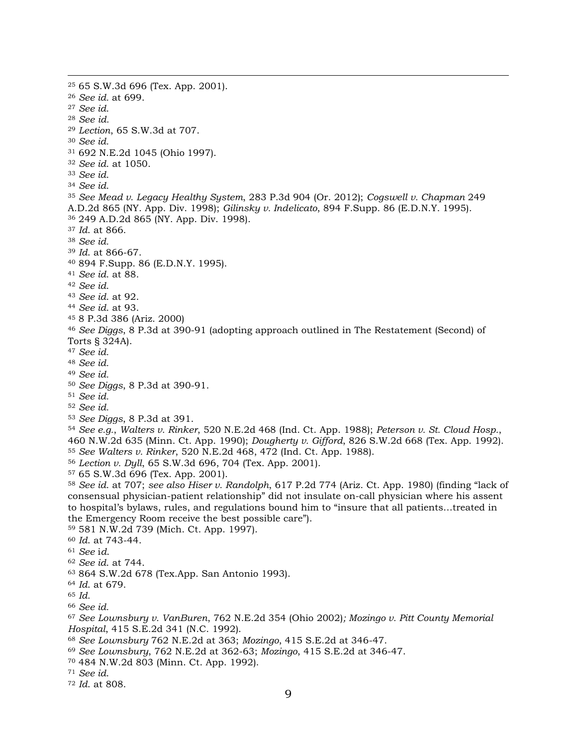[25] 65 S.W.3d 696 (Tex. App. 2001).
[26] *See id.* at 699.
[27] *See id.*
[28] *See id.*
[29] *Lection*, 65 S.W.3d at 707.
[30] *See id.*
[31] 692 N.E.2d 1045 (Ohio 1997).
[32] *See id.* at 1050.
[33] *See id.*
[34] *See id.*
[35] *See Mead v. Legacy Healthy System*, 283 P.3d 904 (Or. 2012); *Cogswell v. Chapman* 249 A.D.2d 865 (NY. App. Div. 1998); *Gilinsky v. Indelicato*, 894 F.Supp. 86 (E.D.N.Y. 1995).
[36] 249 A.D.2d 865 (NY. App. Div. 1998).
[37] *Id.* at 866.
[38] *See id.*
[39] *Id.* at 866-67.
[40] 894 F.Supp. 86 (E.D.N.Y. 1995).
[41] *See id.* at 88.
[42] *See id.*
[43] *See id.* at 92.
[44] *See id.* at 93.
[45] 8 P.3d 386 (Ariz. 2000)
[46] *See Diggs*, 8 P.3d at 390-91 (adopting approach outlined in The Restatement (Second) of Torts § 324A).
[47] *See id.*
[48] *See id.*
[49] *See id.*
[50] *See Diggs*, 8 P.3d at 390-91.
[51] *See id.*
[52] *See id.*
[53] *See Diggs*, 8 P.3d at 391.
[54] *See e.g.*, *Walters v. Rinker*, 520 N.E.2d 468 (Ind. Ct. App. 1988); *Peterson v. St. Cloud Hosp.*, 460 N.W.2d 635 (Minn. Ct. App. 1990); *Dougherty v. Gifford*, 826 S.W.2d 668 (Tex. App. 1992).
[55] *See Walters v. Rinker*, 520 N.E.2d 468, 472 (Ind. Ct. App. 1988).
[56] *Lection v. Dyll*, 65 S.W.3d 696, 704 (Tex. App. 2001).
[57] 65 S.W.3d 696 (Tex. App. 2001).
[58] *See id.* at 707; *see also Hiser v. Randolph*, 617 P.2d 774 (Ariz. Ct. App. 1980) (finding "lack of consensual physician-patient relationship" did not insulate on-call physician where his assent to hospital's bylaws, rules, and regulations bound him to "insure that all patients…treated in the Emergency Room receive the best possible care").
[59] 581 N.W.2d 739 (Mich. Ct. App. 1997).
[60] *Id.* at 743-44.
[61] *See id.*
[62] *See id.* at 744.
[63] 864 S.W.2d 678 (Tex.App. San Antonio 1993).
[64] *Id.* at 679.
[65] *Id.*
[66] *See id.*
[67] *See Lownsbury v. VanBuren*, 762 N.E.2d 354 (Ohio 2002); *Mozingo v. Pitt County Memorial Hospital*, 415 S.E.2d 341 (N.C. 1992).
[68] *See Lownsbury* 762 N.E.2d at 363; *Mozingo*, 415 S.E.2d at 346-47.
[69] *See Lownsbury*, 762 N.E.2d at 362-63; *Mozingo*, 415 S.E.2d at 346-47.
[70] 484 N.W.2d 803 (Minn. Ct. App. 1992).
[71] *See id.*
[72] *Id.* at 808.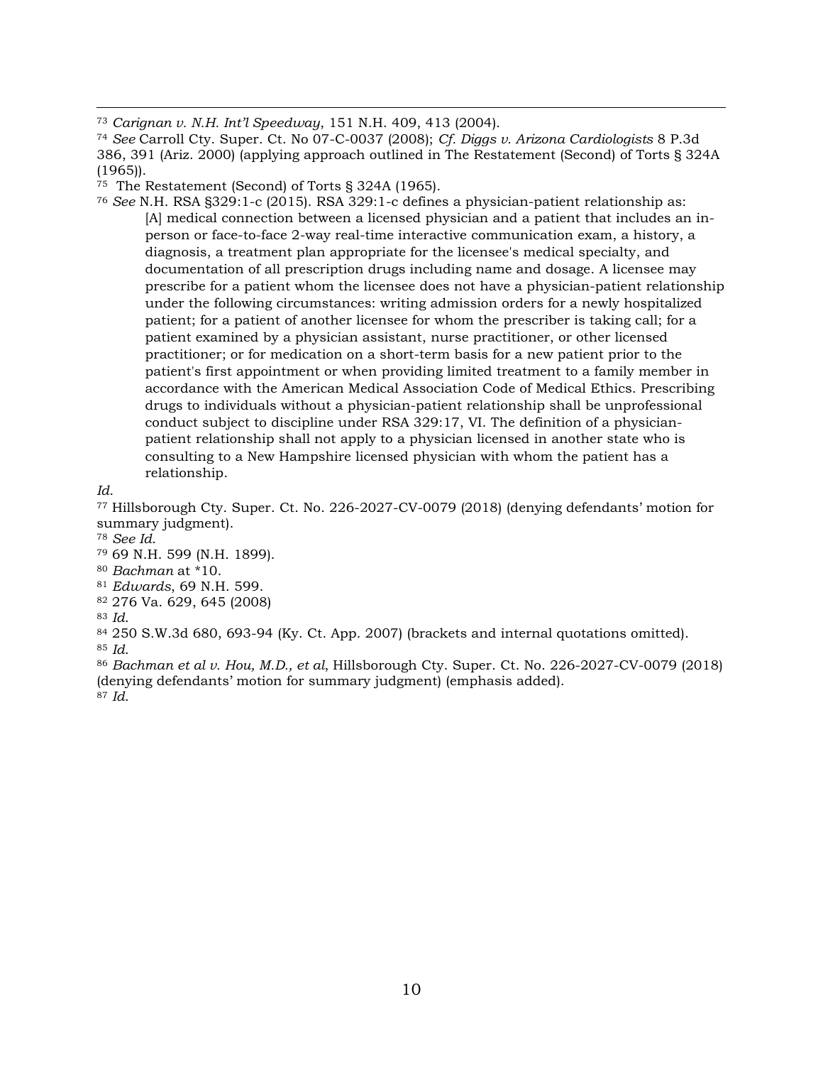---

[73] *Carignan v. N.H. Int'l Speedway*, 151 N.H. 409, 413 (2004).

[74] *See* Carroll Cty. Super. Ct. No 07-C-0037 (2008); *Cf. Diggs v. Arizona Cardiologists* 8 P.3d 386, 391 (Ariz. 2000) (applying approach outlined in The Restatement (Second) of Torts § 324A (1965)).

[75] The Restatement (Second) of Torts § 324A (1965).

[76] *See* N.H. RSA §329:1-c (2015). RSA 329:1-c defines a physician-patient relationship as:

> [A] medical connection between a licensed physician and a patient that includes an in-person or face-to-face 2-way real-time interactive communication exam, a history, a diagnosis, a treatment plan appropriate for the licensee's medical specialty, and documentation of all prescription drugs including name and dosage. A licensee may prescribe for a patient whom the licensee does not have a physician-patient relationship under the following circumstances: writing admission orders for a newly hospitalized patient; for a patient of another licensee for whom the prescriber is taking call; for a patient examined by a physician assistant, nurse practitioner, or other licensed practitioner; or for medication on a short-term basis for a new patient prior to the patient's first appointment or when providing limited treatment to a family member in accordance with the American Medical Association Code of Medical Ethics. Prescribing drugs to individuals without a physician-patient relationship shall be unprofessional conduct subject to discipline under RSA 329:17, VI. The definition of a physician-patient relationship shall not apply to a physician licensed in another state who is consulting to a New Hampshire licensed physician with whom the patient has a relationship.

*Id.*

[77] Hillsborough Cty. Super. Ct. No. 226-2027-CV-0079 (2018) (denying defendants' motion for summary judgment).

[78] *See Id.*

[79] 69 N.H. 599 (N.H. 1899).

[80] *Bachman* at *10.

[81] *Edwards*, 69 N.H. 599.

[82] 276 Va. 629, 645 (2008)

[83] *Id.*

[84] 250 S.W.3d 680, 693-94 (Ky. Ct. App. 2007) (brackets and internal quotations omitted).

[85] *Id.*

[86] *Bachman et al v. Hou, M.D., et al*, Hillsborough Cty. Super. Ct. No. 226-2027-CV-0079 (2018) (denying defendants' motion for summary judgment) (emphasis added).

[87] *Id.*